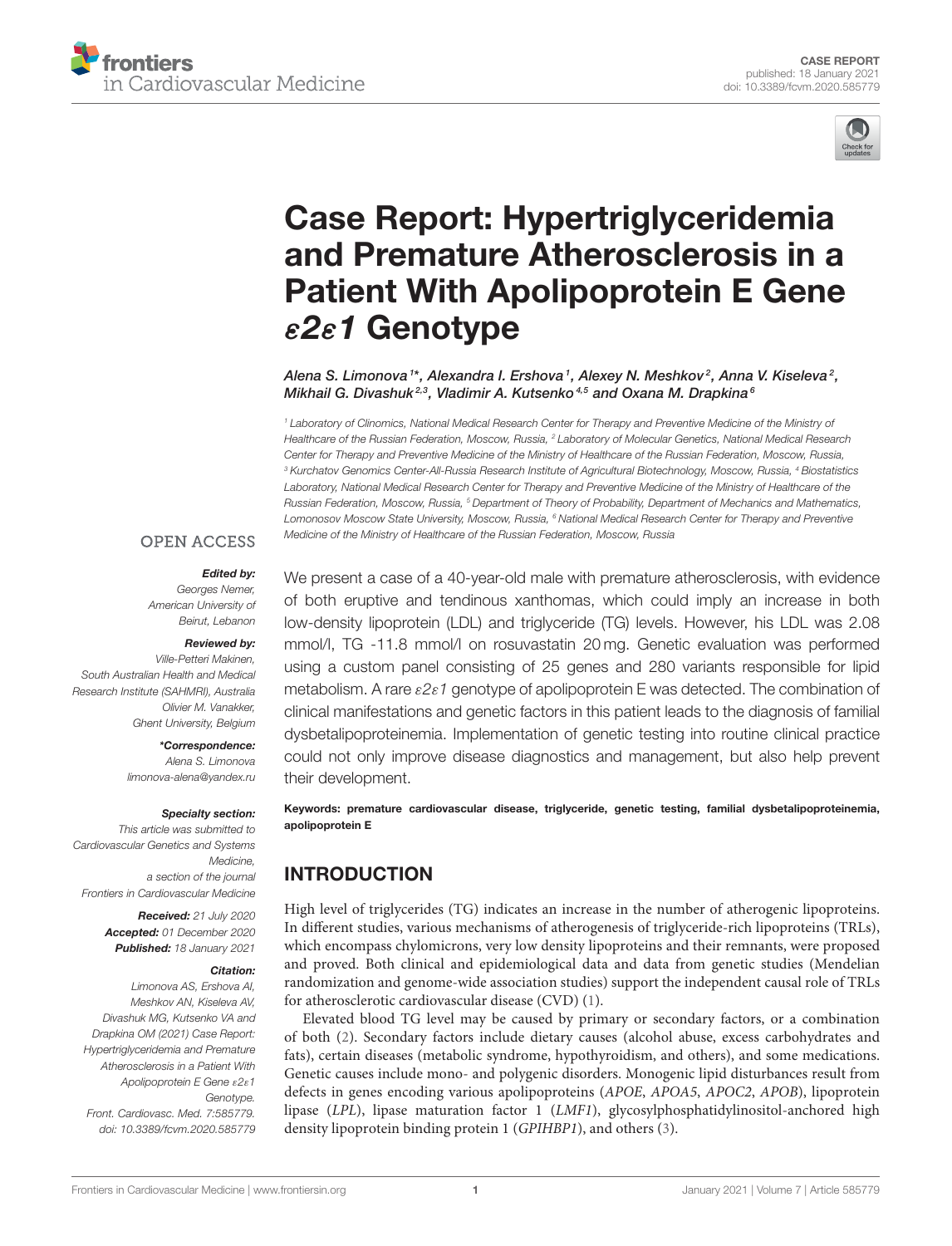CASE REPORT
published: 18 January 2021
doi: 10.3389/fcvm.2020.585779

# Case Report: Hypertriglyceridemia and Premature Atherosclerosis in a Patient With Apolipoprotein E Gene *ε2ε1* Genotype

*Alena S. Limonova[1]\*, Alexandra I. Ershova[1], Alexey N. Meshkov[2], Anna V. Kiseleva[2], Mikhail G. Divashuk[2,3], Vladimir A. Kutsenko[4,5] and Oxana M. Drapkina[6]*

[1] Laboratory of Clinomics, National Medical Research Center for Therapy and Preventive Medicine of the Ministry of Healthcare of the Russian Federation, Moscow, Russia, [2] Laboratory of Molecular Genetics, National Medical Research Center for Therapy and Preventive Medicine of the Ministry of Healthcare of the Russian Federation, Moscow, Russia, [3] Kurchatov Genomics Center-All-Russia Research Institute of Agricultural Biotechnology, Moscow, Russia, [4] Biostatistics Laboratory, National Medical Research Center for Therapy and Preventive Medicine of the Ministry of Healthcare of the Russian Federation, Moscow, Russia, [5] Department of Theory of Probability, Department of Mechanics and Mathematics, Lomonosov Moscow State University, Moscow, Russia, [6] National Medical Research Center for Therapy and Preventive Medicine of the Ministry of Healthcare of the Russian Federation, Moscow, Russia

OPEN ACCESS

***Edited by:***
*Georges Nemer, American University of Beirut, Lebanon*

***Reviewed by:***
*Ville-Petteri Makinen, South Australian Health and Medical Research Institute (SAHMRI), Australia*
*Olivier M. Vanakker, Ghent University, Belgium*

***\*Correspondence:***
*Alena S. Limonova*
*limonova-alena@yandex.ru*

***Specialty section:***
*This article was submitted to Cardiovascular Genetics and Systems Medicine, a section of the journal Frontiers in Cardiovascular Medicine*

***Received:*** *21 July 2020*
***Accepted:*** *01 December 2020*
***Published:*** *18 January 2021*

***Citation:***
*Limonova AS, Ershova AI, Meshkov AN, Kiseleva AV, Divashuk MG, Kutsenko VA and Drapkina OM (2021) Case Report: Hypertriglyceridemia and Premature Atherosclerosis in a Patient With Apolipoprotein E Gene ε2ε1 Genotype. Front. Cardiovasc. Med. 7:585779. doi: 10.3389/fcvm.2020.585779*

We present a case of a 40-year-old male with premature atherosclerosis, with evidence of both eruptive and tendinous xanthomas, which could imply an increase in both low-density lipoprotein (LDL) and triglyceride (TG) levels. However, his LDL was 2.08 mmol/l, TG -11.8 mmol/l on rosuvastatin 20 mg. Genetic evaluation was performed using a custom panel consisting of 25 genes and 280 variants responsible for lipid metabolism. A rare *ε2ε1* genotype of apolipoprotein E was detected. The combination of clinical manifestations and genetic factors in this patient leads to the diagnosis of familial dysbetalipoproteinemia. Implementation of genetic testing into routine clinical practice could not only improve disease diagnostics and management, but also help prevent their development.

**Keywords: premature cardiovascular disease, triglyceride, genetic testing, familial dysbetalipoproteinemia, apolipoprotein E**

## INTRODUCTION

High level of triglycerides (TG) indicates an increase in the number of atherogenic lipoproteins. In different studies, various mechanisms of atherogenesis of triglyceride-rich lipoproteins (TRLs), which encompass chylomicrons, very low density lipoproteins and their remnants, were proposed and proved. Both clinical and epidemiological data and data from genetic studies (Mendelian randomization and genome-wide association studies) support the independent causal role of TRLs for atherosclerotic cardiovascular disease (CVD) (1).

Elevated blood TG level may be caused by primary or secondary factors, or a combination of both (2). Secondary factors include dietary causes (alcohol abuse, excess carbohydrates and fats), certain diseases (metabolic syndrome, hypothyroidism, and others), and some medications. Genetic causes include mono- and polygenic disorders. Monogenic lipid disturbances result from defects in genes encoding various apolipoproteins (*APOE*, *APOA5*, *APOC2*, *APOB*), lipoprotein lipase (*LPL*), lipase maturation factor 1 (*LMF1*), glycosylphosphatidylinositol-anchored high density lipoprotein binding protein 1 (*GPIHBP1*), and others (3).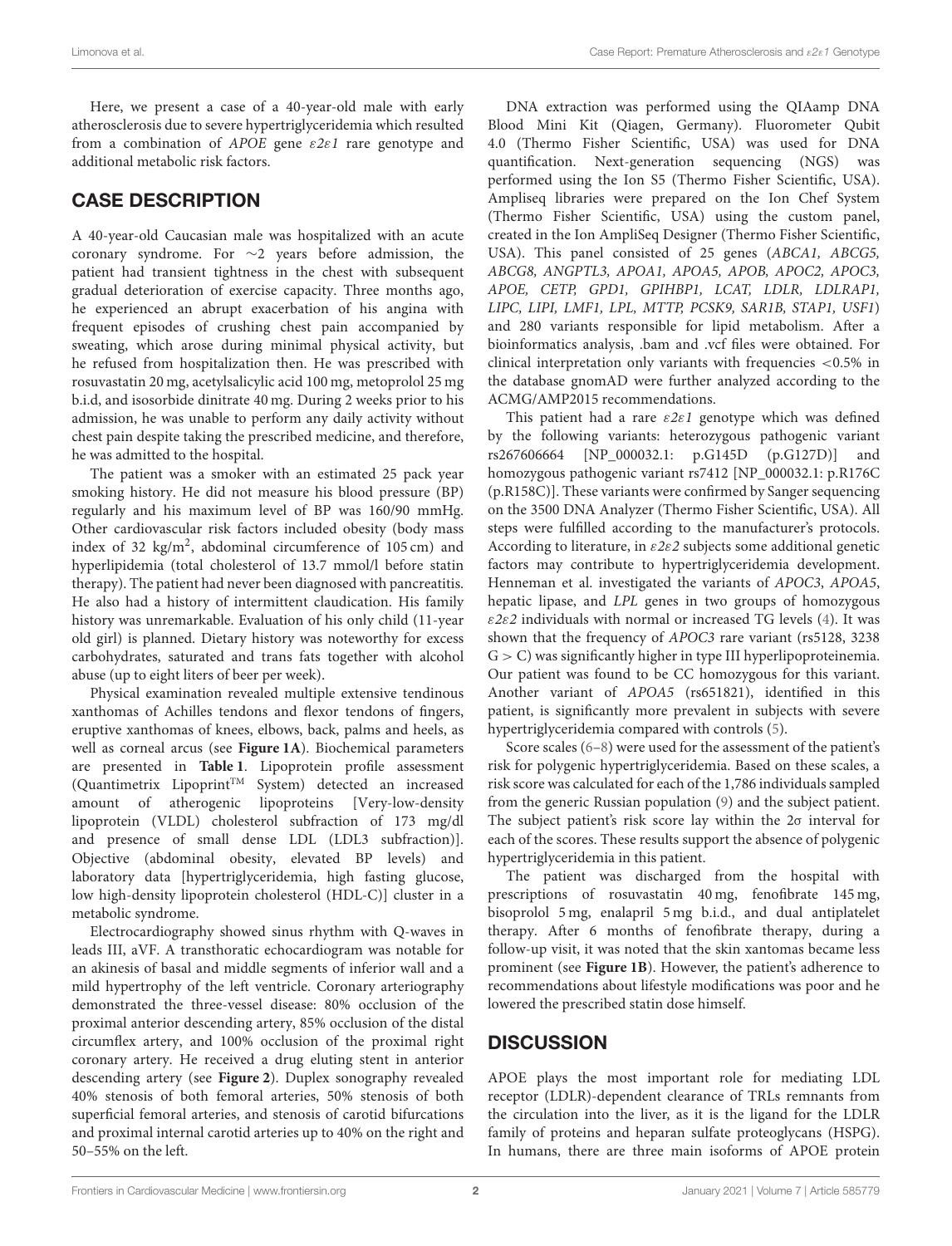Here, we present a case of a 40-year-old male with early atherosclerosis due to severe hypertriglyceridemia which resulted from a combination of *APOE* gene *ε2ε1* rare genotype and additional metabolic risk factors.

## CASE DESCRIPTION

A 40-year-old Caucasian male was hospitalized with an acute coronary syndrome. For ∼2 years before admission, the patient had transient tightness in the chest with subsequent gradual deterioration of exercise capacity. Three months ago, he experienced an abrupt exacerbation of his angina with frequent episodes of crushing chest pain accompanied by sweating, which arose during minimal physical activity, but he refused from hospitalization then. He was prescribed with rosuvastatin 20 mg, acetylsalicylic acid 100 mg, metoprolol 25 mg b.i.d, and isosorbide dinitrate 40 mg. During 2 weeks prior to his admission, he was unable to perform any daily activity without chest pain despite taking the prescribed medicine, and therefore, he was admitted to the hospital.

The patient was a smoker with an estimated 25 pack year smoking history. He did not measure his blood pressure (BP) regularly and his maximum level of BP was 160/90 mmHg. Other cardiovascular risk factors included obesity (body mass index of 32 kg/m$^2$, abdominal circumference of 105 cm) and hyperlipidemia (total cholesterol of 13.7 mmol/l before statin therapy). The patient had never been diagnosed with pancreatitis. He also had a history of intermittent claudication. His family history was unremarkable. Evaluation of his only child (11-year old girl) is planned. Dietary history was noteworthy for excess carbohydrates, saturated and trans fats together with alcohol abuse (up to eight liters of beer per week).

Physical examination revealed multiple extensive tendinous xanthomas of Achilles tendons and flexor tendons of fingers, eruptive xanthomas of knees, elbows, back, palms and heels, as well as corneal arcus (see **Figure 1A**). Biochemical parameters are presented in **Table 1**. Lipoprotein profile assessment (Quantimetrix Lipoprint™ System) detected an increased amount of atherogenic lipoproteins [Very-low-density lipoprotein (VLDL) cholesterol subfraction of 173 mg/dl and presence of small dense LDL (LDL3 subfraction)]. Objective (abdominal obesity, elevated BP levels) and laboratory data [hypertriglyceridemia, high fasting glucose, low high-density lipoprotein cholesterol (HDL-C)] cluster in a metabolic syndrome.

Electrocardiography showed sinus rhythm with Q-waves in leads III, aVF. A transthoracic echocardiogram was notable for an akinesis of basal and middle segments of inferior wall and a mild hypertrophy of the left ventricle. Coronary arteriography demonstrated the three-vessel disease: 80% occlusion of the proximal anterior descending artery, 85% occlusion of the distal circumflex artery, and 100% occlusion of the proximal right coronary artery. He received a drug eluting stent in anterior descending artery (see **Figure 2**). Duplex sonography revealed 40% stenosis of both femoral arteries, 50% stenosis of both superficial femoral arteries, and stenosis of carotid bifurcations and proximal internal carotid arteries up to 40% on the right and 50–55% on the left.

DNA extraction was performed using the QIAamp DNA Blood Mini Kit (Qiagen, Germany). Fluorometer Qubit 4.0 (Thermo Fisher Scientific, USA) was used for DNA quantification. Next-generation sequencing (NGS) was performed using the Ion S5 (Thermo Fisher Scientific, USA). Ampliseq libraries were prepared on the Ion Chef System (Thermo Fisher Scientific, USA) using the custom panel, created in the Ion AmpliSeq Designer (Thermo Fisher Scientific, USA). This panel consisted of 25 genes (*ABCA1, ABCG5, ABCG8, ANGPTL3, APOA1, APOA5, APOB, APOC2, APOC3, APOE, CETP, GPD1, GPIHBP1, LCAT, LDLR, LDLRAP1, LIPC, LIPI, LMF1, LPL, MTTP, PCSK9, SAR1B, STAP1, USF1*) and 280 variants responsible for lipid metabolism. After a bioinformatics analysis, .bam and .vcf files were obtained. For clinical interpretation only variants with frequencies <0.5% in the database gnomAD were further analyzed according to the ACMG/AMP2015 recommendations.

This patient had a rare *ε2ε1* genotype which was defined by the following variants: heterozygous pathogenic variant rs267606664 [NP_000032.1: p.G145D (p.G127D)] and homozygous pathogenic variant rs7412 [NP_000032.1: p.R176C (p.R158C)]. These variants were confirmed by Sanger sequencing on the 3500 DNA Analyzer (Thermo Fisher Scientific, USA). All steps were fulfilled according to the manufacturer's protocols. According to literature, in *ε2ε2* subjects some additional genetic factors may contribute to hypertriglyceridemia development. Henneman et al. investigated the variants of *APOC3*, *APOA5*, hepatic lipase, and *LPL* genes in two groups of homozygous *ε2ε2* individuals with normal or increased TG levels (4). It was shown that the frequency of *APOC3* rare variant (rs5128, 3238 G > C) was significantly higher in type III hyperlipoproteinemia. Our patient was found to be CC homozygous for this variant. Another variant of *APOA5* (rs651821), identified in this patient, is significantly more prevalent in subjects with severe hypertriglyceridemia compared with controls (5).

Score scales (6–8) were used for the assessment of the patient's risk for polygenic hypertriglyceridemia. Based on these scales, a risk score was calculated for each of the 1,786 individuals sampled from the generic Russian population (9) and the subject patient. The subject patient's risk score lay within the 2σ interval for each of the scores. These results support the absence of polygenic hypertriglyceridemia in this patient.

The patient was discharged from the hospital with prescriptions of rosuvastatin 40 mg, fenofibrate 145 mg, bisoprolol 5 mg, enalapril 5 mg b.i.d., and dual antiplatelet therapy. After 6 months of fenofibrate therapy, during a follow-up visit, it was noted that the skin xantomas became less prominent (see **Figure 1B**). However, the patient's adherence to recommendations about lifestyle modifications was poor and he lowered the prescribed statin dose himself.

## DISCUSSION

APOE plays the most important role for mediating LDL receptor (LDLR)-dependent clearance of TRLs remnants from the circulation into the liver, as it is the ligand for the LDLR family of proteins and heparan sulfate proteoglycans (HSPG). In humans, there are three main isoforms of APOE protein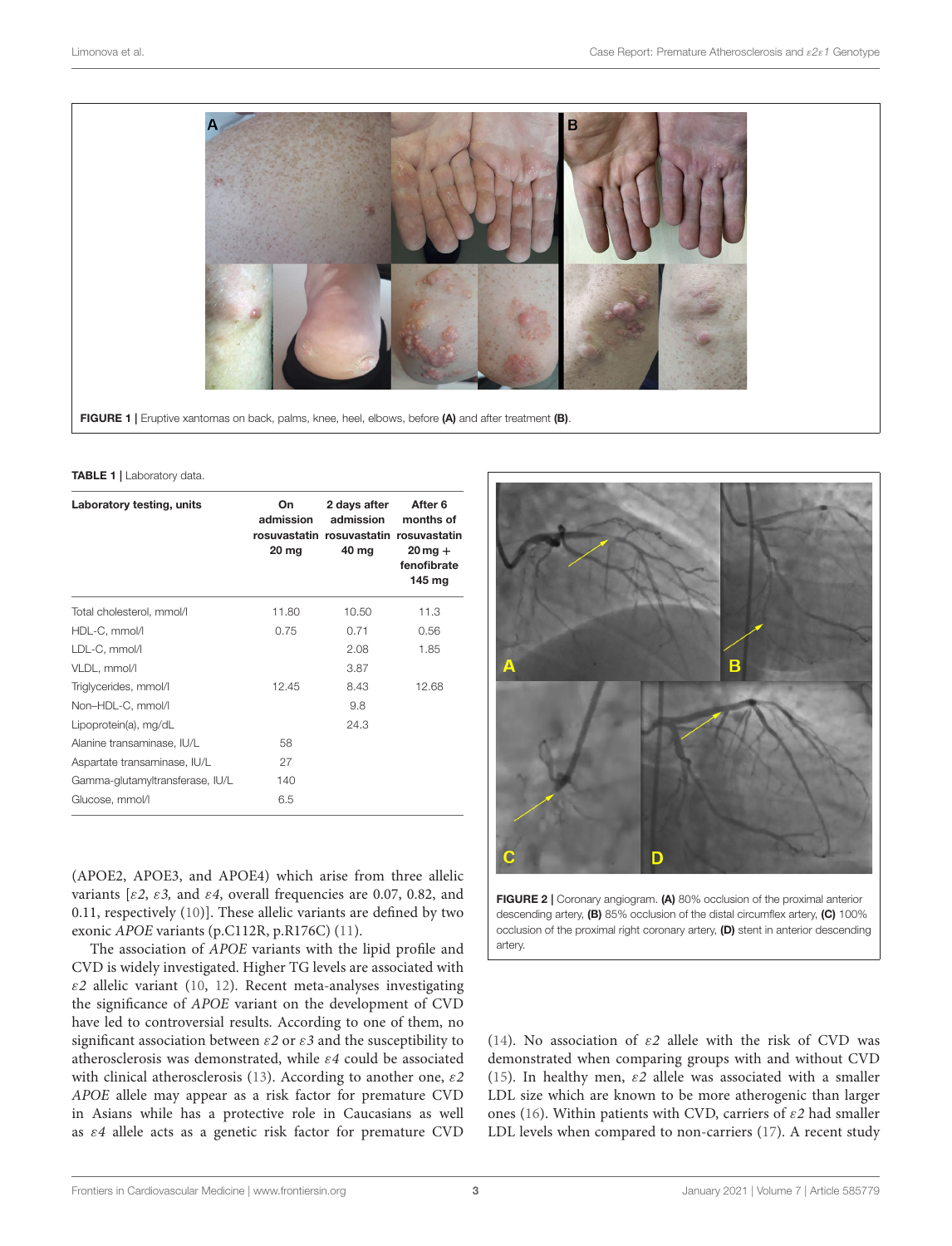FIGURE 1 | Eruptive xantomas on back, palms, knee, heel, elbows, before **(A)** and after treatment **(B)**.

**TABLE 1** | Laboratory data.

| Laboratory testing, units | On admission rosuvastatin 20 mg | 2 days after admission rosuvastatin 40 mg | After 6 months of rosuvastatin 20 mg + fenofibrate 145 mg |
|---|---|---|---|
| Total cholesterol, mmol/l | 11.80 | 10.50 | 11.3 |
| HDL-C, mmol/l | 0.75 | 0.71 | 0.56 |
| LDL-C, mmol/l | | 2.08 | 1.85 |
| VLDL, mmol/l | | 3.87 | |
| Triglycerides, mmol/l | 12.45 | 8.43 | 12.68 |
| Non–HDL-C, mmol/l | | 9.8 | |
| Lipoprotein(a), mg/dL | | 24.3 | |
| Alanine transaminase, IU/L | 58 | | |
| Aspartate transaminase, IU/L | 27 | | |
| Gamma-glutamyltransferase, IU/L | 140 | | |
| Glucose, mmol/l | 6.5 | | |

(APOE2, APOE3, and APOE4) which arise from three allelic variants [*ε2*, *ε3,* and *ε4*, overall frequencies are 0.07, 0.82, and 0.11, respectively (10)]. These allelic variants are defined by two exonic *APOE* variants (p.C112R, p.R176C) (11).

The association of *APOE* variants with the lipid profile and CVD is widely investigated. Higher TG levels are associated with *ε2* allelic variant (10, 12). Recent meta-analyses investigating the significance of *APOE* variant on the development of CVD have led to controversial results. According to one of them, no significant association between *ε2* or *ε3* and the susceptibility to atherosclerosis was demonstrated, while *ε4* could be associated with clinical atherosclerosis (13). According to another one, *ε2 APOE* allele may appear as a risk factor for premature CVD in Asians while has a protective role in Caucasians as well as *ε4* allele acts as a genetic risk factor for premature CVD (14). No association of *ε2* allele with the risk of CVD was demonstrated when comparing groups with and without CVD (15). In healthy men, *ε2* allele was associated with a smaller LDL size which are known to be more atherogenic than larger ones (16). Within patients with CVD, carriers of *ε2* had smaller LDL levels when compared to non-carriers (17). A recent study

FIGURE 2 | Coronary angiogram. **(A)** 80% occlusion of the proximal anterior descending artery, **(B)** 85% occlusion of the distal circumflex artery, **(C)** 100% occlusion of the proximal right coronary artery, **(D)** stent in anterior descending artery.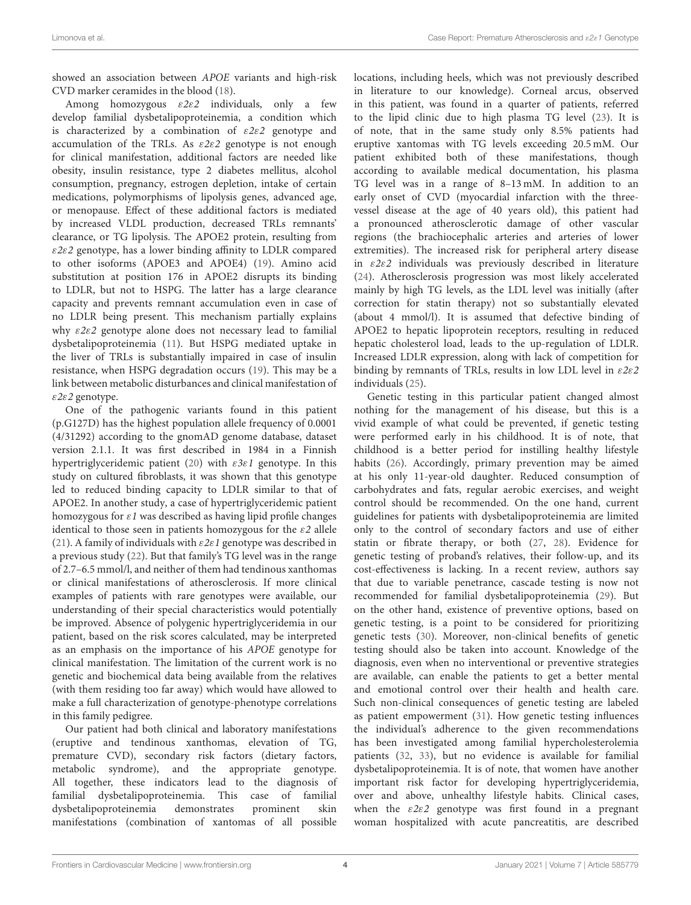showed an association between *APOE* variants and high-risk CVD marker ceramides in the blood (18).

Among homozygous *ε2ε2* individuals, only a few develop familial dysbetalipoproteinemia, a condition which is characterized by a combination of *ε2ε2* genotype and accumulation of the TRLs. As *ε2ε2* genotype is not enough for clinical manifestation, additional factors are needed like obesity, insulin resistance, type 2 diabetes mellitus, alcohol consumption, pregnancy, estrogen depletion, intake of certain medications, polymorphisms of lipolysis genes, advanced age, or menopause. Effect of these additional factors is mediated by increased VLDL production, decreased TRLs remnants' clearance, or TG lipolysis. The APOE2 protein, resulting from *ε2ε2* genotype, has a lower binding affinity to LDLR compared to other isoforms (APOE3 and APOE4) (19). Amino acid substitution at position 176 in APOE2 disrupts its binding to LDLR, but not to HSPG. The latter has a large clearance capacity and prevents remnant accumulation even in case of no LDLR being present. This mechanism partially explains why *ε2ε2* genotype alone does not necessary lead to familial dysbetalipoproteinemia (11). But HSPG mediated uptake in the liver of TRLs is substantially impaired in case of insulin resistance, when HSPG degradation occurs (19). This may be a link between metabolic disturbances and clinical manifestation of *ε2ε2* genotype.

One of the pathogenic variants found in this patient (p.G127D) has the highest population allele frequency of 0.0001 (4/31292) according to the gnomAD genome database, dataset version 2.1.1. It was first described in 1984 in a Finnish hypertriglyceridemic patient (20) with *ε3ε1* genotype. In this study on cultured fibroblasts, it was shown that this genotype led to reduced binding capacity to LDLR similar to that of APOE2. In another study, a case of hypertriglyceridemic patient homozygous for *ε1* was described as having lipid profile changes identical to those seen in patients homozygous for the *ε2* allele (21). A family of individuals with *ε2ε1* genotype was described in a previous study (22). But that family's TG level was in the range of 2.7–6.5 mmol/l, and neither of them had tendinous xanthomas or clinical manifestations of atherosclerosis. If more clinical examples of patients with rare genotypes were available, our understanding of their special characteristics would potentially be improved. Absence of polygenic hypertriglyceridemia in our patient, based on the risk scores calculated, may be interpreted as an emphasis on the importance of his *APOE* genotype for clinical manifestation. The limitation of the current work is no genetic and biochemical data being available from the relatives (with them residing too far away) which would have allowed to make a full characterization of genotype-phenotype correlations in this family pedigree.

Our patient had both clinical and laboratory manifestations (eruptive and tendinous xanthomas, elevation of TG, premature CVD), secondary risk factors (dietary factors, metabolic syndrome), and the appropriate genotype. All together, these indicators lead to the diagnosis of familial dysbetalipoproteinemia. This case of familial dysbetalipoproteinemia demonstrates prominent skin manifestations (combination of xantomas of all possible locations, including heels, which was not previously described in literature to our knowledge). Corneal arcus, observed in this patient, was found in a quarter of patients, referred to the lipid clinic due to high plasma TG level (23). It is of note, that in the same study only 8.5% patients had eruptive xantomas with TG levels exceeding 20.5 mM. Our patient exhibited both of these manifestations, though according to available medical documentation, his plasma TG level was in a range of 8–13 mM. In addition to an early onset of CVD (myocardial infarction with the three-vessel disease at the age of 40 years old), this patient had a pronounced atherosclerotic damage of other vascular regions (the brachiocephalic arteries and arteries of lower extremities). The increased risk for peripheral artery disease in *ε2ε2* individuals was previously described in literature (24). Atherosclerosis progression was most likely accelerated mainly by high TG levels, as the LDL level was initially (after correction for statin therapy) not so substantially elevated (about 4 mmol/l). It is assumed that defective binding of APOE2 to hepatic lipoprotein receptors, resulting in reduced hepatic cholesterol load, leads to the up-regulation of LDLR. Increased LDLR expression, along with lack of competition for binding by remnants of TRLs, results in low LDL level in *ε2ε2* individuals (25).

Genetic testing in this particular patient changed almost nothing for the management of his disease, but this is a vivid example of what could be prevented, if genetic testing were performed early in his childhood. It is of note, that childhood is a better period for instilling healthy lifestyle habits (26). Accordingly, primary prevention may be aimed at his only 11-year-old daughter. Reduced consumption of carbohydrates and fats, regular aerobic exercises, and weight control should be recommended. On the one hand, current guidelines for patients with dysbetalipoproteinemia are limited only to the control of secondary factors and use of either statin or fibrate therapy, or both (27, 28). Evidence for genetic testing of proband's relatives, their follow-up, and its cost-effectiveness is lacking. In a recent review, authors say that due to variable penetrance, cascade testing is now not recommended for familial dysbetalipoproteinemia (29). But on the other hand, existence of preventive options, based on genetic testing, is a point to be considered for prioritizing genetic tests (30). Moreover, non-clinical benefits of genetic testing should also be taken into account. Knowledge of the diagnosis, even when no interventional or preventive strategies are available, can enable the patients to get a better mental and emotional control over their health and health care. Such non-clinical consequences of genetic testing are labeled as patient empowerment (31). How genetic testing influences the individual's adherence to the given recommendations has been investigated among familial hypercholesterolemia patients (32, 33), but no evidence is available for familial dysbetalipoproteinemia. It is of note, that women have another important risk factor for developing hypertriglyceridemia, over and above, unhealthy lifestyle habits. Clinical cases, when the *ε2ε2* genotype was first found in a pregnant woman hospitalized with acute pancreatitis, are described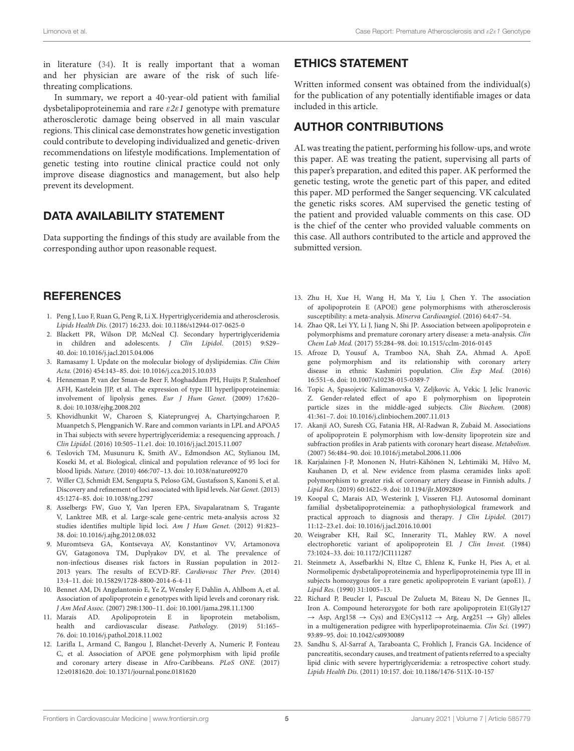in literature (34). It is really important that a woman and her physician are aware of the risk of such life-threating complications.

In summary, we report a 40-year-old patient with familial dysbetalipoproteinemia and rare $\varepsilon2\varepsilon1$ genotype with premature atherosclerotic damage being observed in all main vascular regions. This clinical case demonstrates how genetic investigation could contribute to developing individualized and genetic-driven recommendations on lifestyle modifications. Implementation of genetic testing into routine clinical practice could not only improve disease diagnostics and management, but also help prevent its development.

## DATA AVAILABILITY STATEMENT

Data supporting the findings of this study are available from the corresponding author upon reasonable request.

## ETHICS STATEMENT

Written informed consent was obtained from the individual(s) for the publication of any potentially identifiable images or data included in this article.

## AUTHOR CONTRIBUTIONS

AL was treating the patient, performing his follow-ups, and wrote this paper. AE was treating the patient, supervising all parts of this paper's preparation, and edited this paper. AK performed the genetic testing, wrote the genetic part of this paper, and edited this paper. MD performed the Sanger sequencing. VK calculated the genetic risks scores. AM supervised the genetic testing of the patient and provided valuable comments on this case. OD is the chief of the center who provided valuable comments on this case. All authors contributed to the article and approved the submitted version.

## REFERENCES

1. Peng J, Luo F, Ruan G, Peng R, Li X. Hypertriglyceridemia and atherosclerosis. *Lipids Health Dis.* (2017) 16:233. doi: 10.1186/s12944-017-0625-0
2. Blackett PR, Wilson DP, McNeal CJ. Secondary hypertriglyceridemia in children and adolescents. *J Clin Lipidol.* (2015) 9:S29–40. doi: 10.1016/j.jacl.2015.04.006
3. Ramasamy I. Update on the molecular biology of dyslipidemias. *Clin Chim Acta.* (2016) 454:143–85. doi: 10.1016/j.cca.2015.10.033
4. Henneman P, van der Sman-de Beer F, Moghaddam PH, Huijts P, Stalenhoef AFH, Kastelein JJP, et al. The expression of type III hyperlipoproteinemia: involvement of lipolysis genes. *Eur J Hum Genet.* (2009) 17:620–8. doi: 10.1038/ejhg.2008.202
5. Khovidhunkit W, Charoen S, Kiateprungvej A, Chartyingcharoen P, Muanpetch S, Plengpanich W. Rare and common variants in LPL and APOA5 in Thai subjects with severe hypertriglyceridemia: a resequencing approach. *J Clin Lipidol.* (2016) 10:505–11.e1. doi: 10.1016/j.jacl.2015.11.007
6. Teslovich TM, Musunuru K, Smith AV., Edmondson AC, Stylianou IM, Koseki M, et al. Biological, clinical and population relevance of 95 loci for blood lipids. *Nature.* (2010) 466:707–13. doi: 10.1038/nature09270
7. Willer CJ, Schmidt EM, Sengupta S, Peloso GM, Gustafsson S, Kanoni S, et al. Discovery and refinement of loci associated with lipid levels. *Nat Genet.* (2013) 45:1274–85. doi: 10.1038/ng.2797
8. Asselbergs FW, Guo Y, Van Iperen EPA, Sivapalaratnam S, Tragante V, Lanktree MB, et al. Large-scale gene-centric meta-analysis across 32 studies identifies multiple lipid loci. *Am J Hum Genet.* (2012) 91:823–38. doi: 10.1016/j.ajhg.2012.08.032
9. Muromtseva GA, Kontsevaya AV, Konstantinov VV, Artamonova GV, Gatagonova TM, Duplyakov DV, et al. The prevalence of non-infectious diseases risk factors in Russian population in 2012-2013 years. The results of ECVD-RF. *Cardiovasc Ther Prev.* (2014) 13:4–11. doi: 10.15829/1728-8800-2014-6-4-11
10. Bennet AM, Di Angelantonio E, Ye Z, Wensley F, Dahlin A, Ahlbom A, et al. Association of apolipoprotein e genotypes with lipid levels and coronary risk. *J Am Med Assoc.* (2007) 298:1300–11. doi: 10.1001/jama.298.11.1300
11. Marais AD. Apolipoprotein E in lipoprotein metabolism, health and cardiovascular disease. *Pathology.* (2019) 51:165–76. doi: 10.1016/j.pathol.2018.11.002
12. Larifla L, Armand C, Bangou J, Blanchet-Deverly A, Numeric P, Fonteau C, et al. Association of APOE gene polymorphism with lipid profile and coronary artery disease in Afro-Caribbeans. *PLoS ONE.* (2017) 12:e0181620. doi: 10.1371/journal.pone.0181620
13. Zhu H, Xue H, Wang H, Ma Y, Liu J, Chen Y. The association of apolipoprotein E (APOE) gene polymorphisms with atherosclerosis susceptibility: a meta-analysis. *Minerva Cardioangiol.* (2016) 64:47–54.
14. Zhao QR, Lei YY, Li J, Jiang N, Shi JP. Association between apolipoprotein e polymorphisms and premature coronary artery disease: a meta-analysis. *Clin Chem Lab Med.* (2017) 55:284–98. doi: 10.1515/cclm-2016-0145
15. Afroze D, Yousuf A, Tramboo NA, Shah ZA, Ahmad A. ApoE gene polymorphism and its relationship with coronary artery disease in ethnic Kashmiri population. *Clin Exp Med.* (2016) 16:551–6. doi: 10.1007/s10238-015-0389-7
16. Topic A, Spasojevic Kalimanovska V, Zeljkovic A, Vekic J, Jelic Ivanovic Z. Gender-related effect of apo E polymorphism on lipoprotein particle sizes in the middle-aged subjects. *Clin Biochem.* (2008) 41:361–7. doi: 10.1016/j.clinbiochem.2007.11.013
17. Akanji AO, Suresh CG, Fatania HR, Al-Radwan R, Zubaid M. Associations of apolipoprotein E polymorphism with low-density lipoprotein size and subfraction profiles in Arab patients with coronary heart disease. *Metabolism.* (2007) 56:484–90. doi: 10.1016/j.metabol.2006.11.006
18. Karjalainen J-P, Mononen N, Hutri-Kähönen N, Lehtimäki M, Hilvo M, Kauhanen D, et al. New evidence from plasma ceramides links apoE polymorphism to greater risk of coronary artery disease in Finnish adults. *J Lipid Res.* (2019) 60:1622–9. doi: 10.1194/jlr.M092809
19. Koopal C, Marais AD, Westerink J, Visseren FLJ. Autosomal dominant familial dysbetalipoproteinemia: a pathophysiological framework and practical approach to diagnosis and therapy. *J Clin Lipidol.* (2017) 11:12–23.e1. doi: 10.1016/j.jacl.2016.10.001
20. Weisgraber KH, Rail SC, Innerarity TL, Mahley RW. A novel electrophoretic variant of apolipoprotein EI. *J Clin Invest.* (1984) 73:1024–33. doi: 10.1172/JCI111287
21. Steinmetz A, Assefbarkhi N, Eltze C, Ehlenz K, Funke H, Pies A, et al. Normolipemic dysbetalipoproteinemia and hyperlipoproteinemia type III in subjects homozygous for a rare genetic apolipoprotein E variant (apoE1). *J Lipid Res.* (1990) 31:1005–13.
22. Richard P, Beucler I, Pascual De Zulueta M, Biteau N, De Gennes JL, Iron A. Compound heterozygote for both rare apolipoprotein E1(Gly127 → Asp, Arg158 → Cys) and E3(Cys112 → Arg, Arg251 → Gly) alleles in a multigeneration pedigree with hyperlipoproteinaemia. *Clin Sci.* (1997) 93:89–95. doi: 10.1042/cs0930089
23. Sandhu S, Al-Sarraf A, Taraboanta C, Frohlich J, Francis GA. Incidence of pancreatitis, secondary causes, and treatment of patients referred to a specialty lipid clinic with severe hypertriglyceridemia: a retrospective cohort study. *Lipids Health Dis.* (2011) 10:157. doi: 10.1186/1476-511X-10-157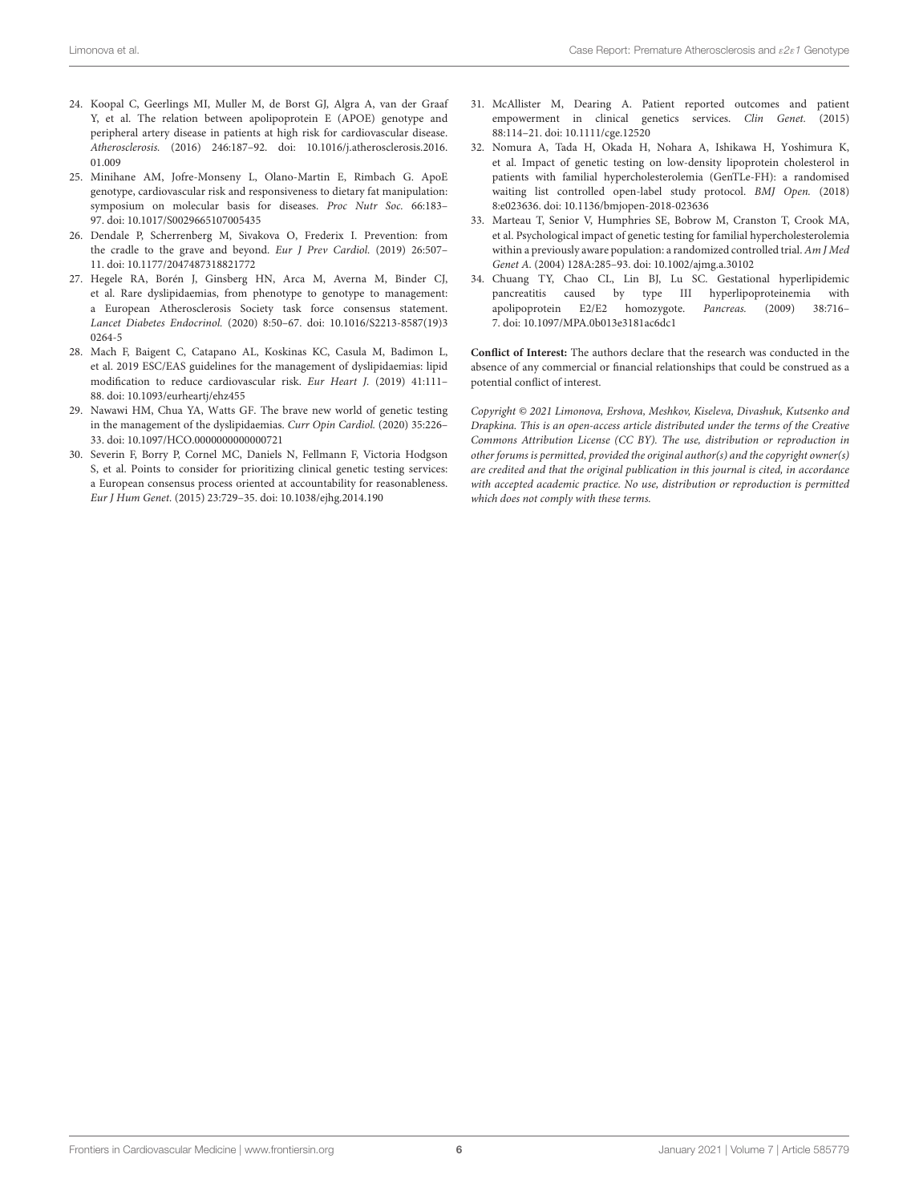24. Koopal C, Geerlings MI, Muller M, de Borst GJ, Algra A, van der Graaf Y, et al. The relation between apolipoprotein E (APOE) genotype and peripheral artery disease in patients at high risk for cardiovascular disease. *Atherosclerosis.* (2016) 246:187–92. doi: 10.1016/j.atherosclerosis.2016.01.009
25. Minihane AM, Jofre-Monseny L, Olano-Martin E, Rimbach G. ApoE genotype, cardiovascular risk and responsiveness to dietary fat manipulation: symposium on molecular basis for diseases. *Proc Nutr Soc.* 66:183–97. doi: 10.1017/S0029665107005435
26. Dendale P, Scherrenberg M, Sivakova O, Frederix I. Prevention: from the cradle to the grave and beyond. *Eur J Prev Cardiol.* (2019) 26:507–11. doi: 10.1177/2047487318821772
27. Hegele RA, Borén J, Ginsberg HN, Arca M, Averna M, Binder CJ, et al. Rare dyslipidaemias, from phenotype to genotype to management: a European Atherosclerosis Society task force consensus statement. *Lancet Diabetes Endocrinol.* (2020) 8:50–67. doi: 10.1016/S2213-8587(19)30264-5
28. Mach F, Baigent C, Catapano AL, Koskinas KC, Casula M, Badimon L, et al. 2019 ESC/EAS guidelines for the management of dyslipidaemias: lipid modification to reduce cardiovascular risk. *Eur Heart J.* (2019) 41:111–88. doi: 10.1093/eurheartj/ehz455
29. Nawawi HM, Chua YA, Watts GF. The brave new world of genetic testing in the management of the dyslipidaemias. *Curr Opin Cardiol.* (2020) 35:226–33. doi: 10.1097/HCO.0000000000000721
30. Severin F, Borry P, Cornel MC, Daniels N, Fellmann F, Victoria Hodgson S, et al. Points to consider for prioritizing clinical genetic testing services: a European consensus process oriented at accountability for reasonableness. *Eur J Hum Genet.* (2015) 23:729–35. doi: 10.1038/ejhg.2014.190
31. McAllister M, Dearing A. Patient reported outcomes and patient empowerment in clinical genetics services. *Clin Genet.* (2015) 88:114–21. doi: 10.1111/cge.12520
32. Nomura A, Tada H, Okada H, Nohara A, Ishikawa H, Yoshimura K, et al. Impact of genetic testing on low-density lipoprotein cholesterol in patients with familial hypercholesterolemia (GenTLe-FH): a randomised waiting list controlled open-label study protocol. *BMJ Open.* (2018) 8:e023636. doi: 10.1136/bmjopen-2018-023636
33. Marteau T, Senior V, Humphries SE, Bobrow M, Cranston T, Crook MA, et al. Psychological impact of genetic testing for familial hypercholesterolemia within a previously aware population: a randomized controlled trial. *Am J Med Genet A.* (2004) 128A:285–93. doi: 10.1002/ajmg.a.30102
34. Chuang TY, Chao CL, Lin BJ, Lu SC. Gestational hyperlipidemic pancreatitis caused by type III hyperlipoproteinemia with apolipoprotein E2/E2 homozygote. *Pancreas.* (2009) 38:716–7. doi: 10.1097/MPA.0b013e3181ac6dc1

**Conflict of Interest:** The authors declare that the research was conducted in the absence of any commercial or financial relationships that could be construed as a potential conflict of interest.

*Copyright © 2021 Limonova, Ershova, Meshkov, Kiseleva, Divashuk, Kutsenko and Drapkina. This is an open-access article distributed under the terms of the Creative Commons Attribution License (CC BY). The use, distribution or reproduction in other forums is permitted, provided the original author(s) and the copyright owner(s) are credited and that the original publication in this journal is cited, in accordance with accepted academic practice. No use, distribution or reproduction is permitted which does not comply with these terms.*